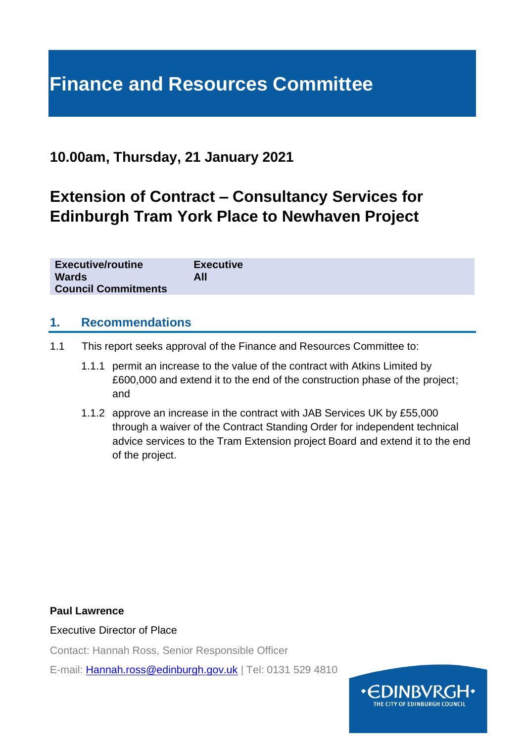# Finance and Resources Committee

## 10.00am, Thursday, 21 January 2021

## Extension of Contract – Consultancy Services for Edinburgh Tram York Place to Newhaven Project

| | |
|---|---|
| **Executive/routine** | **Executive** |
| **Wards** | **All** |
| **Council Commitments** | |

### 1. Recommendations

1.1 This report seeks approval of the Finance and Resources Committee to:

1.1.1 permit an increase to the value of the contract with Atkins Limited by £600,000 and extend it to the end of the construction phase of the project; and

1.1.2 approve an increase in the contract with JAB Services UK by £55,000 through a waiver of the Contract Standing Order for independent technical advice services to the Tram Extension project Board and extend it to the end of the project.

**Paul Lawrence**

Executive Director of Place

Contact: Hannah Ross, Senior Responsible Officer

E-mail: Hannah.ross@edinburgh.gov.uk | Tel: 0131 529 4810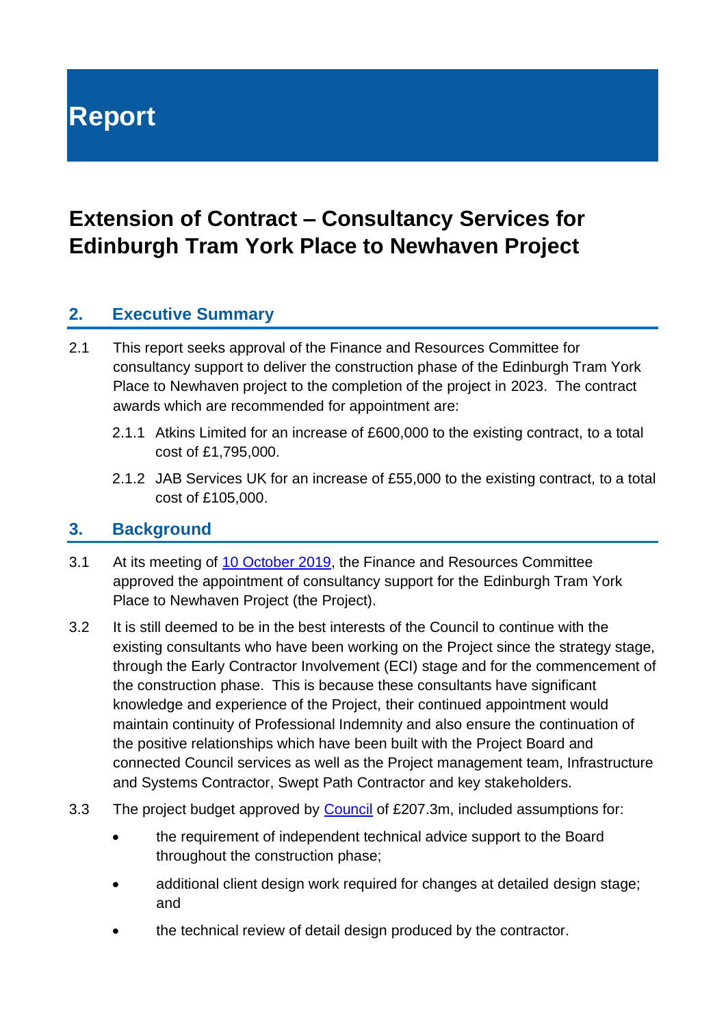# Report

## Extension of Contract – Consultancy Services for Edinburgh Tram York Place to Newhaven Project

### 2. Executive Summary

2.1 This report seeks approval of the Finance and Resources Committee for consultancy support to deliver the construction phase of the Edinburgh Tram York Place to Newhaven project to the completion of the project in 2023. The contract awards which are recommended for appointment are:

2.1.1 Atkins Limited for an increase of £600,000 to the existing contract, to a total cost of £1,795,000.

2.1.2 JAB Services UK for an increase of £55,000 to the existing contract, to a total cost of £105,000.

### 3. Background

3.1 At its meeting of [10 October 2019](), the Finance and Resources Committee approved the appointment of consultancy support for the Edinburgh Tram York Place to Newhaven Project (the Project).

3.2 It is still deemed to be in the best interests of the Council to continue with the existing consultants who have been working on the Project since the strategy stage, through the Early Contractor Involvement (ECI) stage and for the commencement of the construction phase. This is because these consultants have significant knowledge and experience of the Project, their continued appointment would maintain continuity of Professional Indemnity and also ensure the continuation of the positive relationships which have been built with the Project Board and connected Council services as well as the Project management team, Infrastructure and Systems Contractor, Swept Path Contractor and key stakeholders.

3.3 The project budget approved by [Council]() of £207.3m, included assumptions for:

- the requirement of independent technical advice support to the Board throughout the construction phase;
- additional client design work required for changes at detailed design stage; and
- the technical review of detail design produced by the contractor.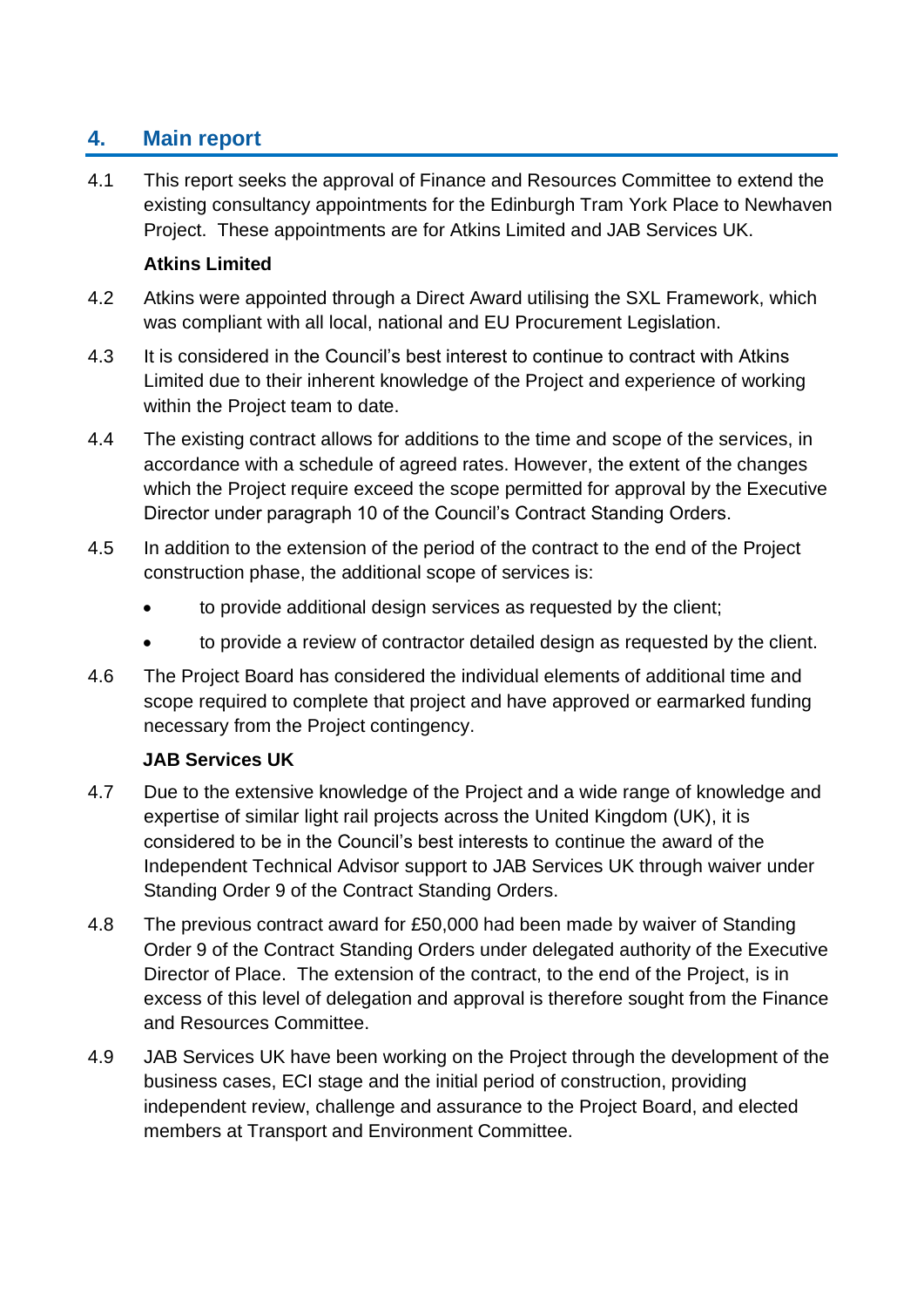## 4. Main report

4.1 This report seeks the approval of Finance and Resources Committee to extend the existing consultancy appointments for the Edinburgh Tram York Place to Newhaven Project. These appointments are for Atkins Limited and JAB Services UK.

**Atkins Limited**

4.2 Atkins were appointed through a Direct Award utilising the SXL Framework, which was compliant with all local, national and EU Procurement Legislation.

4.3 It is considered in the Council's best interest to continue to contract with Atkins Limited due to their inherent knowledge of the Project and experience of working within the Project team to date.

4.4 The existing contract allows for additions to the time and scope of the services, in accordance with a schedule of agreed rates. However, the extent of the changes which the Project require exceed the scope permitted for approval by the Executive Director under paragraph 10 of the Council's Contract Standing Orders.

4.5 In addition to the extension of the period of the contract to the end of the Project construction phase, the additional scope of services is:

- to provide additional design services as requested by the client;
- to provide a review of contractor detailed design as requested by the client.

4.6 The Project Board has considered the individual elements of additional time and scope required to complete that project and have approved or earmarked funding necessary from the Project contingency.

**JAB Services UK**

4.7 Due to the extensive knowledge of the Project and a wide range of knowledge and expertise of similar light rail projects across the United Kingdom (UK), it is considered to be in the Council's best interests to continue the award of the Independent Technical Advisor support to JAB Services UK through waiver under Standing Order 9 of the Contract Standing Orders.

4.8 The previous contract award for £50,000 had been made by waiver of Standing Order 9 of the Contract Standing Orders under delegated authority of the Executive Director of Place. The extension of the contract, to the end of the Project, is in excess of this level of delegation and approval is therefore sought from the Finance and Resources Committee.

4.9 JAB Services UK have been working on the Project through the development of the business cases, ECI stage and the initial period of construction, providing independent review, challenge and assurance to the Project Board, and elected members at Transport and Environment Committee.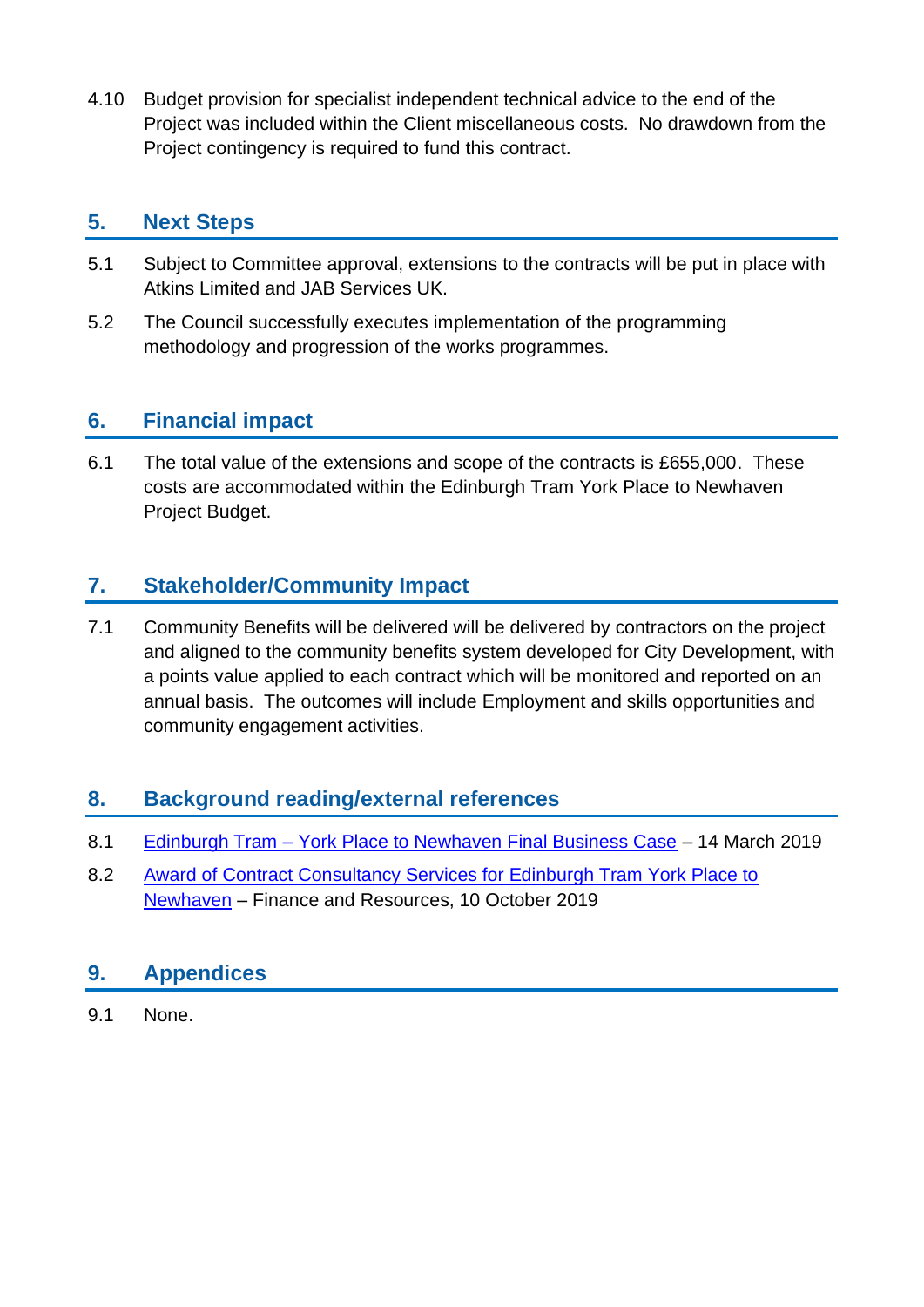4.10 Budget provision for specialist independent technical advice to the end of the Project was included within the Client miscellaneous costs. No drawdown from the Project contingency is required to fund this contract.

## 5. Next Steps

5.1 Subject to Committee approval, extensions to the contracts will be put in place with Atkins Limited and JAB Services UK.

5.2 The Council successfully executes implementation of the programming methodology and progression of the works programmes.

## 6. Financial impact

6.1 The total value of the extensions and scope of the contracts is £655,000. These costs are accommodated within the Edinburgh Tram York Place to Newhaven Project Budget.

## 7. Stakeholder/Community Impact

7.1 Community Benefits will be delivered will be delivered by contractors on the project and aligned to the community benefits system developed for City Development, with a points value applied to each contract which will be monitored and reported on an annual basis. The outcomes will include Employment and skills opportunities and community engagement activities.

## 8. Background reading/external references

8.1 Edinburgh Tram – York Place to Newhaven Final Business Case – 14 March 2019

8.2 Award of Contract Consultancy Services for Edinburgh Tram York Place to Newhaven – Finance and Resources, 10 October 2019

## 9. Appendices

9.1 None.